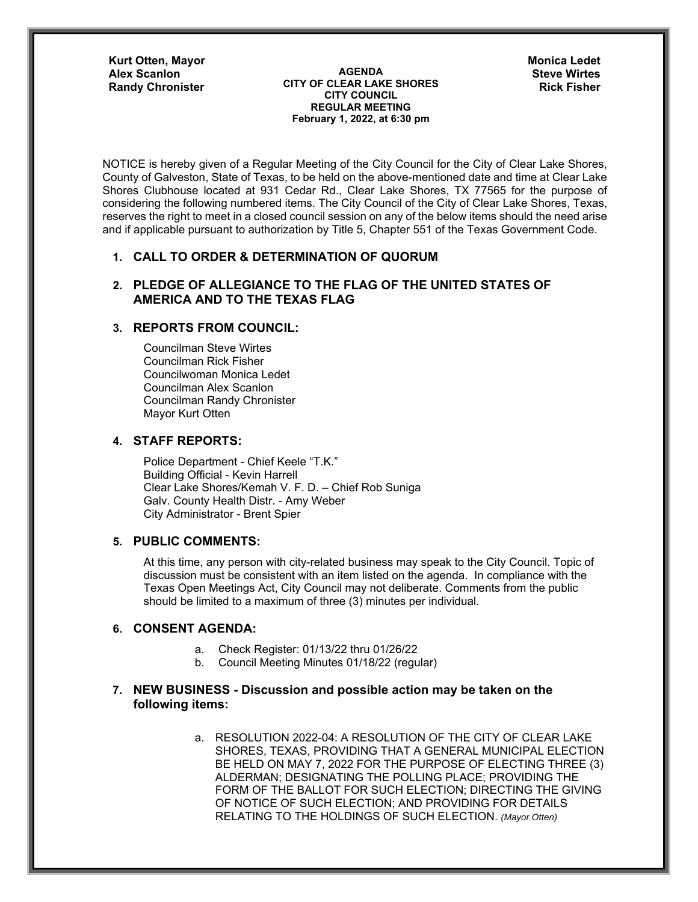**Kurt Otten, Mayor**
**Alex Scanlon**
**Randy Chronister**

**Monica Ledet**
**Steve Wirtes**
**Rick Fisher**

**AGENDA**
**CITY OF CLEAR LAKE SHORES**
**CITY COUNCIL**
**REGULAR MEETING**
**February 1, 2022, at 6:30 pm**

NOTICE is hereby given of a Regular Meeting of the City Council for the City of Clear Lake Shores, County of Galveston, State of Texas, to be held on the above-mentioned date and time at Clear Lake Shores Clubhouse located at 931 Cedar Rd., Clear Lake Shores, TX 77565 for the purpose of considering the following numbered items. The City Council of the City of Clear Lake Shores, Texas, reserves the right to meet in a closed council session on any of the below items should the need arise and if applicable pursuant to authorization by Title 5, Chapter 551 of the Texas Government Code.

1. **CALL TO ORDER & DETERMINATION OF QUORUM**

2. **PLEDGE OF ALLEGIANCE TO THE FLAG OF THE UNITED STATES OF AMERICA AND TO THE TEXAS FLAG**

3. **REPORTS FROM COUNCIL:**

   Councilman Steve Wirtes
   Councilman Rick Fisher
   Councilwoman Monica Ledet
   Councilman Alex Scanlon
   Councilman Randy Chronister
   Mayor Kurt Otten

4. **STAFF REPORTS:**

   Police Department - Chief Keele "T.K."
   Building Official - Kevin Harrell
   Clear Lake Shores/Kemah V. F. D. – Chief Rob Suniga
   Galv. County Health Distr. - Amy Weber
   City Administrator - Brent Spier

5. **PUBLIC COMMENTS:**

   At this time, any person with city-related business may speak to the City Council. Topic of discussion must be consistent with an item listed on the agenda. In compliance with the Texas Open Meetings Act, City Council may not deliberate. Comments from the public should be limited to a maximum of three (3) minutes per individual.

6. **CONSENT AGENDA:**

   a. Check Register: 01/13/22 thru 01/26/22
   b. Council Meeting Minutes 01/18/22 (regular)

7. **NEW BUSINESS - Discussion and possible action may be taken on the following items:**

   a. RESOLUTION 2022-04: A RESOLUTION OF THE CITY OF CLEAR LAKE SHORES, TEXAS, PROVIDING THAT A GENERAL MUNICIPAL ELECTION BE HELD ON MAY 7, 2022 FOR THE PURPOSE OF ELECTING THREE (3) ALDERMAN; DESIGNATING THE POLLING PLACE; PROVIDING THE FORM OF THE BALLOT FOR SUCH ELECTION; DIRECTING THE GIVING OF NOTICE OF SUCH ELECTION; AND PROVIDING FOR DETAILS RELATING TO THE HOLDINGS OF SUCH ELECTION. *(Mayor Otten)*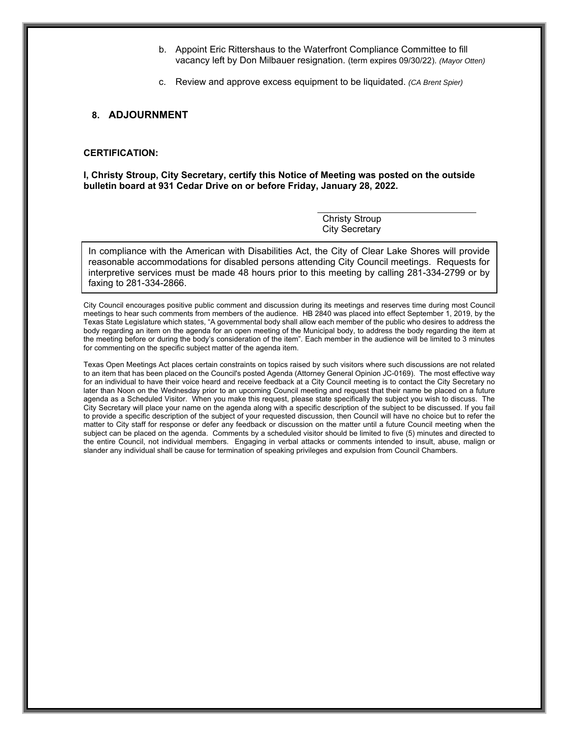b. Appoint Eric Rittershaus to the Waterfront Compliance Committee to fill vacancy left by Don Milbauer resignation. (term expires 09/30/22). *(Mayor Otten)*

c. Review and approve excess equipment to be liquidated. *(CA Brent Spier)*

## 8. ADJOURNMENT

**CERTIFICATION:**

**I, Christy Stroup, City Secretary, certify this Notice of Meeting was posted on the outside bulletin board at 931 Cedar Drive on or before Friday, January 28, 2022.**

Christy Stroup
City Secretary

In compliance with the American with Disabilities Act, the City of Clear Lake Shores will provide reasonable accommodations for disabled persons attending City Council meetings. Requests for interpretive services must be made 48 hours prior to this meeting by calling 281-334-2799 or by faxing to 281-334-2866.

City Council encourages positive public comment and discussion during its meetings and reserves time during most Council meetings to hear such comments from members of the audience. HB 2840 was placed into effect September 1, 2019, by the Texas State Legislature which states, "A governmental body shall allow each member of the public who desires to address the body regarding an item on the agenda for an open meeting of the Municipal body, to address the body regarding the item at the meeting before or during the body's consideration of the item". Each member in the audience will be limited to 3 minutes for commenting on the specific subject matter of the agenda item.

Texas Open Meetings Act places certain constraints on topics raised by such visitors where such discussions are not related to an item that has been placed on the Council's posted Agenda (Attorney General Opinion JC-0169). The most effective way for an individual to have their voice heard and receive feedback at a City Council meeting is to contact the City Secretary no later than Noon on the Wednesday prior to an upcoming Council meeting and request that their name be placed on a future agenda as a Scheduled Visitor. When you make this request, please state specifically the subject you wish to discuss. The City Secretary will place your name on the agenda along with a specific description of the subject to be discussed. If you fail to provide a specific description of the subject of your requested discussion, then Council will have no choice but to refer the matter to City staff for response or defer any feedback or discussion on the matter until a future Council meeting when the subject can be placed on the agenda. Comments by a scheduled visitor should be limited to five (5) minutes and directed to the entire Council, not individual members. Engaging in verbal attacks or comments intended to insult, abuse, malign or slander any individual shall be cause for termination of speaking privileges and expulsion from Council Chambers.